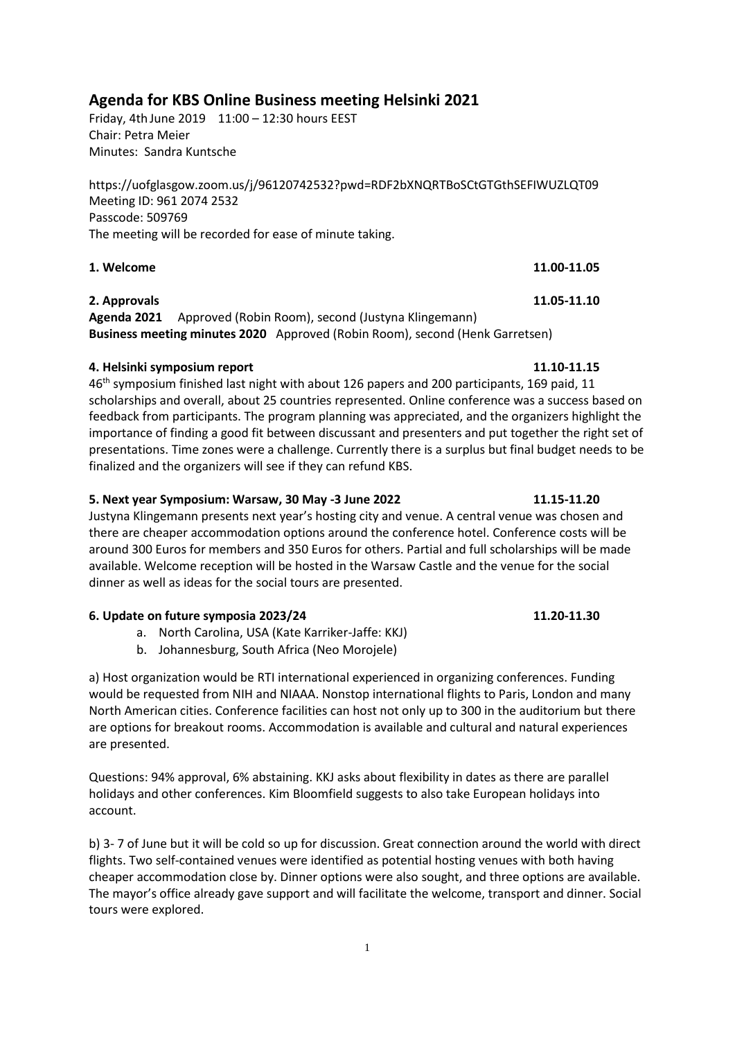# Agenda for KBS Online Business meeting Helsinki 2021

Friday, 4th June 2019 11:00 – 12:30 hours EEST
Chair: Petra Meier
Minutes: Sandra Kuntsche

https://uofglasgow.zoom.us/j/96120742532?pwd=RDF2bXNQRTBoSCtGTGthSEFIWUZLQT09
Meeting ID: 961 2074 2532
Passcode: 509769
The meeting will be recorded for ease of minute taking.

**1. Welcome** **11.00-11.05**

**2. Approvals** **11.05-11.10**
**Agenda 2021** Approved (Robin Room), second (Justyna Klingemann)
**Business meeting minutes 2020** Approved (Robin Room), second (Henk Garretsen)

**4. Helsinki symposium report** **11.10-11.15**
46th symposium finished last night with about 126 papers and 200 participants, 169 paid, 11 scholarships and overall, about 25 countries represented. Online conference was a success based on feedback from participants. The program planning was appreciated, and the organizers highlight the importance of finding a good fit between discussant and presenters and put together the right set of presentations. Time zones were a challenge. Currently there is a surplus but final budget needs to be finalized and the organizers will see if they can refund KBS.

**5. Next year Symposium: Warsaw, 30 May -3 June 2022** **11.15-11.20**
Justyna Klingemann presents next year's hosting city and venue. A central venue was chosen and there are cheaper accommodation options around the conference hotel. Conference costs will be around 300 Euros for members and 350 Euros for others. Partial and full scholarships will be made available. Welcome reception will be hosted in the Warsaw Castle and the venue for the social dinner as well as ideas for the social tours are presented.

**6. Update on future symposia 2023/24** **11.20-11.30**

a. North Carolina, USA (Kate Karriker-Jaffe: KKJ)
b. Johannesburg, South Africa (Neo Morojele)

a) Host organization would be RTI international experienced in organizing conferences. Funding would be requested from NIH and NIAAA. Nonstop international flights to Paris, London and many North American cities. Conference facilities can host not only up to 300 in the auditorium but there are options for breakout rooms. Accommodation is available and cultural and natural experiences are presented.

Questions: 94% approval, 6% abstaining. KKJ asks about flexibility in dates as there are parallel holidays and other conferences. Kim Bloomfield suggests to also take European holidays into account.

b) 3- 7 of June but it will be cold so up for discussion. Great connection around the world with direct flights. Two self-contained venues were identified as potential hosting venues with both having cheaper accommodation close by. Dinner options were also sought, and three options are available. The mayor's office already gave support and will facilitate the welcome, transport and dinner. Social tours were explored.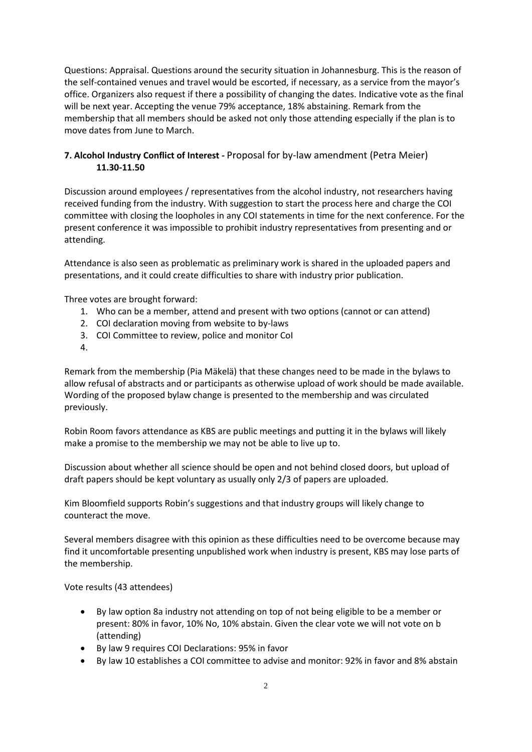Questions: Appraisal. Questions around the security situation in Johannesburg. This is the reason of the self-contained venues and travel would be escorted, if necessary, as a service from the mayor's office. Organizers also request if there a possibility of changing the dates. Indicative vote as the final will be next year. Accepting the venue 79% acceptance, 18% abstaining. Remark from the membership that all members should be asked not only those attending especially if the plan is to move dates from June to March.

### 7. Alcohol Industry Conflict of Interest - Proposal for by-law amendment (Petra Meier) 11.30-11.50

Discussion around employees / representatives from the alcohol industry, not researchers having received funding from the industry. With suggestion to start the process here and charge the COI committee with closing the loopholes in any COI statements in time for the next conference. For the present conference it was impossible to prohibit industry representatives from presenting and or attending.

Attendance is also seen as problematic as preliminary work is shared in the uploaded papers and presentations, and it could create difficulties to share with industry prior publication.

Three votes are brought forward:

1. Who can be a member, attend and present with two options (cannot or can attend)
2. COI declaration moving from website to by-laws
3. COI Committee to review, police and monitor CoI
4.

Remark from the membership (Pia Mäkelä) that these changes need to be made in the bylaws to allow refusal of abstracts and or participants as otherwise upload of work should be made available. Wording of the proposed bylaw change is presented to the membership and was circulated previously.

Robin Room favors attendance as KBS are public meetings and putting it in the bylaws will likely make a promise to the membership we may not be able to live up to.

Discussion about whether all science should be open and not behind closed doors, but upload of draft papers should be kept voluntary as usually only 2/3 of papers are uploaded.

Kim Bloomfield supports Robin's suggestions and that industry groups will likely change to counteract the move.

Several members disagree with this opinion as these difficulties need to be overcome because may find it uncomfortable presenting unpublished work when industry is present, KBS may lose parts of the membership.

Vote results (43 attendees)

- By law option 8a industry not attending on top of not being eligible to be a member or present: 80% in favor, 10% No, 10% abstain. Given the clear vote we will not vote on b (attending)
- By law 9 requires COI Declarations: 95% in favor
- By law 10 establishes a COI committee to advise and monitor: 92% in favor and 8% abstain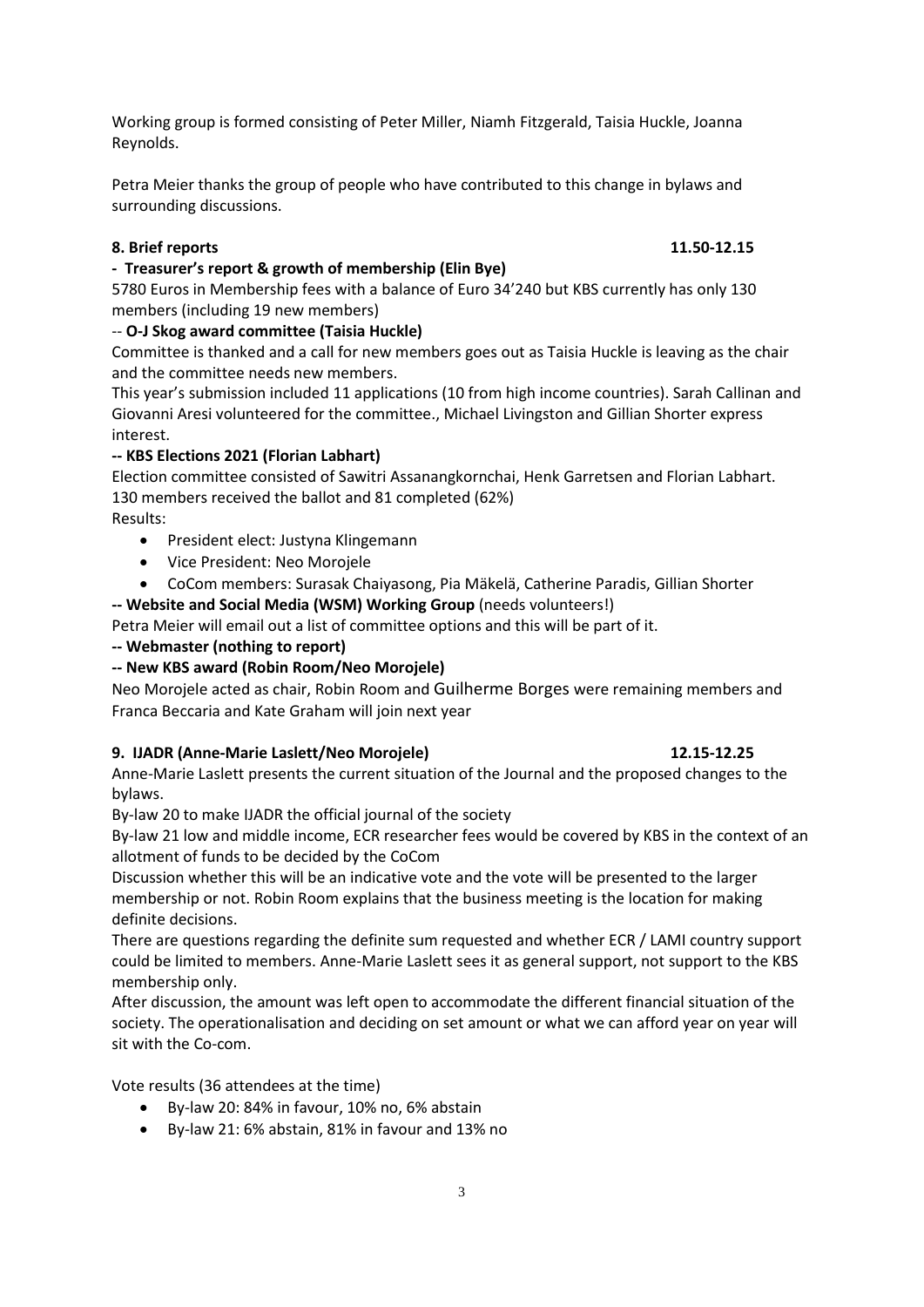Working group is formed consisting of Peter Miller, Niamh Fitzgerald, Taisia Huckle, Joanna Reynolds.

Petra Meier thanks the group of people who have contributed to this change in bylaws and surrounding discussions.

**8. Brief reports** **11.50-12.15**

**- Treasurer's report & growth of membership (Elin Bye)**

5780 Euros in Membership fees with a balance of Euro 34'240 but KBS currently has only 130 members (including 19 new members)

-- **O-J Skog award committee (Taisia Huckle)**

Committee is thanked and a call for new members goes out as Taisia Huckle is leaving as the chair and the committee needs new members.

This year's submission included 11 applications (10 from high income countries). Sarah Callinan and Giovanni Aresi volunteered for the committee., Michael Livingston and Gillian Shorter express interest.

**-- KBS Elections 2021 (Florian Labhart)**

Election committee consisted of Sawitri Assanangkornchai, Henk Garretsen and Florian Labhart. 130 members received the ballot and 81 completed (62%)

Results:

- President elect: Justyna Klingemann
- Vice President: Neo Morojele
- CoCom members: Surasak Chaiyasong, Pia Mäkelä, Catherine Paradis, Gillian Shorter

**-- Website and Social Media (WSM) Working Group** (needs volunteers!)

Petra Meier will email out a list of committee options and this will be part of it.

**-- Webmaster (nothing to report)**

**-- New KBS award (Robin Room/Neo Morojele)**

Neo Morojele acted as chair, Robin Room and Guilherme Borges were remaining members and Franca Beccaria and Kate Graham will join next year

**9. IJADR (Anne-Marie Laslett/Neo Morojele)** **12.15-12.25**

Anne-Marie Laslett presents the current situation of the Journal and the proposed changes to the bylaws.

By-law 20 to make IJADR the official journal of the society

By-law 21 low and middle income, ECR researcher fees would be covered by KBS in the context of an allotment of funds to be decided by the CoCom

Discussion whether this will be an indicative vote and the vote will be presented to the larger membership or not. Robin Room explains that the business meeting is the location for making definite decisions.

There are questions regarding the definite sum requested and whether ECR / LAMI country support could be limited to members. Anne-Marie Laslett sees it as general support, not support to the KBS membership only.

After discussion, the amount was left open to accommodate the different financial situation of the society. The operationalisation and deciding on set amount or what we can afford year on year will sit with the Co-com.

Vote results (36 attendees at the time)

- By-law 20: 84% in favour, 10% no, 6% abstain
- By-law 21: 6% abstain, 81% in favour and 13% no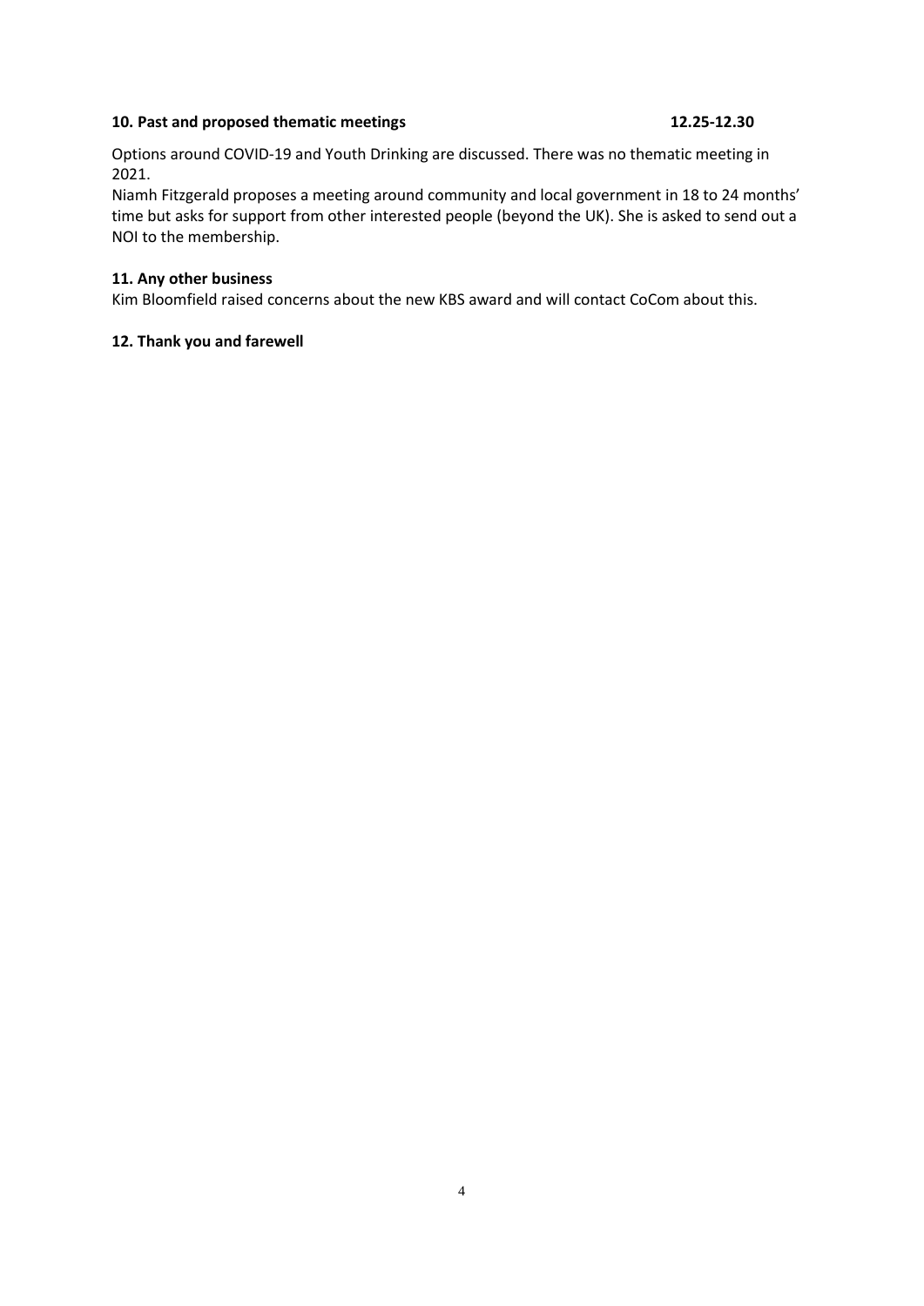**10. Past and proposed thematic meetings 12.25-12.30**

Options around COVID-19 and Youth Drinking are discussed. There was no thematic meeting in 2021.

Niamh Fitzgerald proposes a meeting around community and local government in 18 to 24 months' time but asks for support from other interested people (beyond the UK). She is asked to send out a NOI to the membership.

**11. Any other business**

Kim Bloomfield raised concerns about the new KBS award and will contact CoCom about this.

**12. Thank you and farewell**